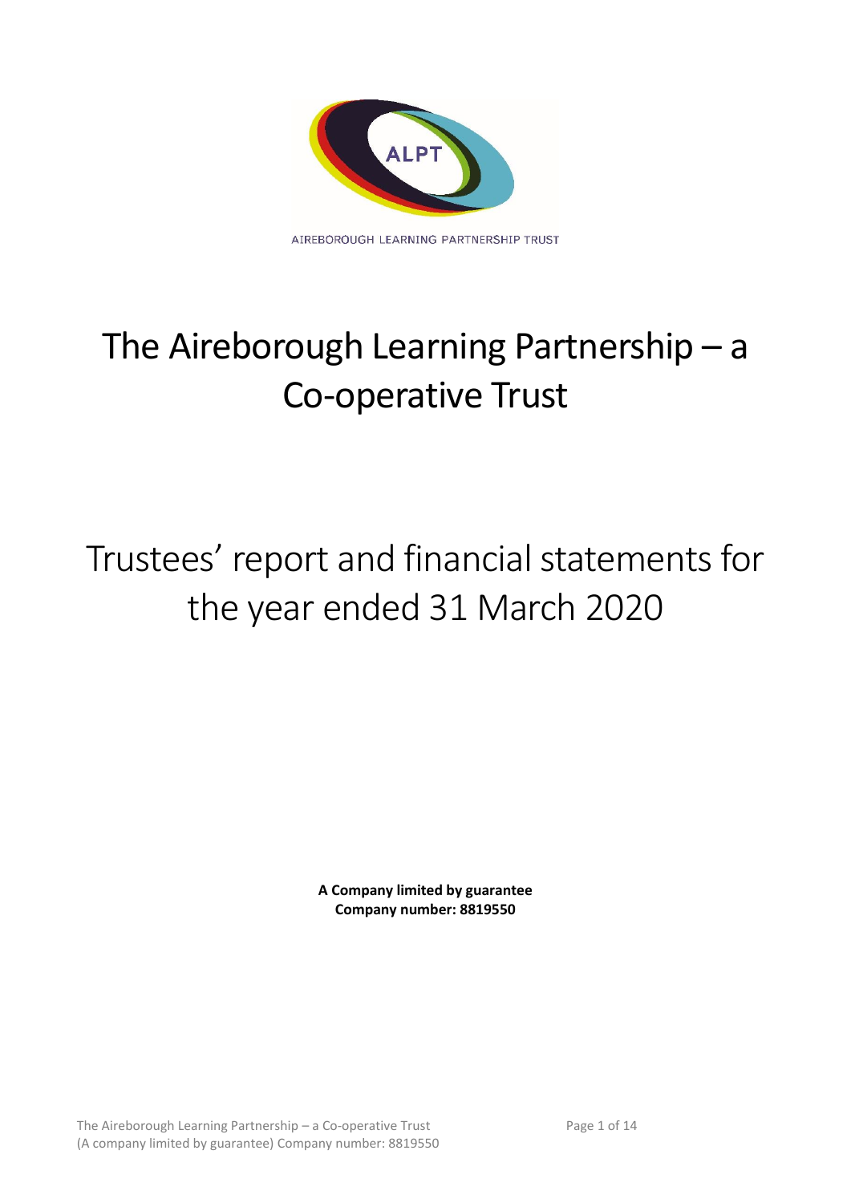ALPT

AIREBOROUGH LEARNING PARTNERSHIP TRUST

# The Aireborough Learning Partnership – a Co-operative Trust

# Trustees' report and financial statements for the year ended 31 March 2020

**A Company limited by guarantee**
**Company number: 8819550**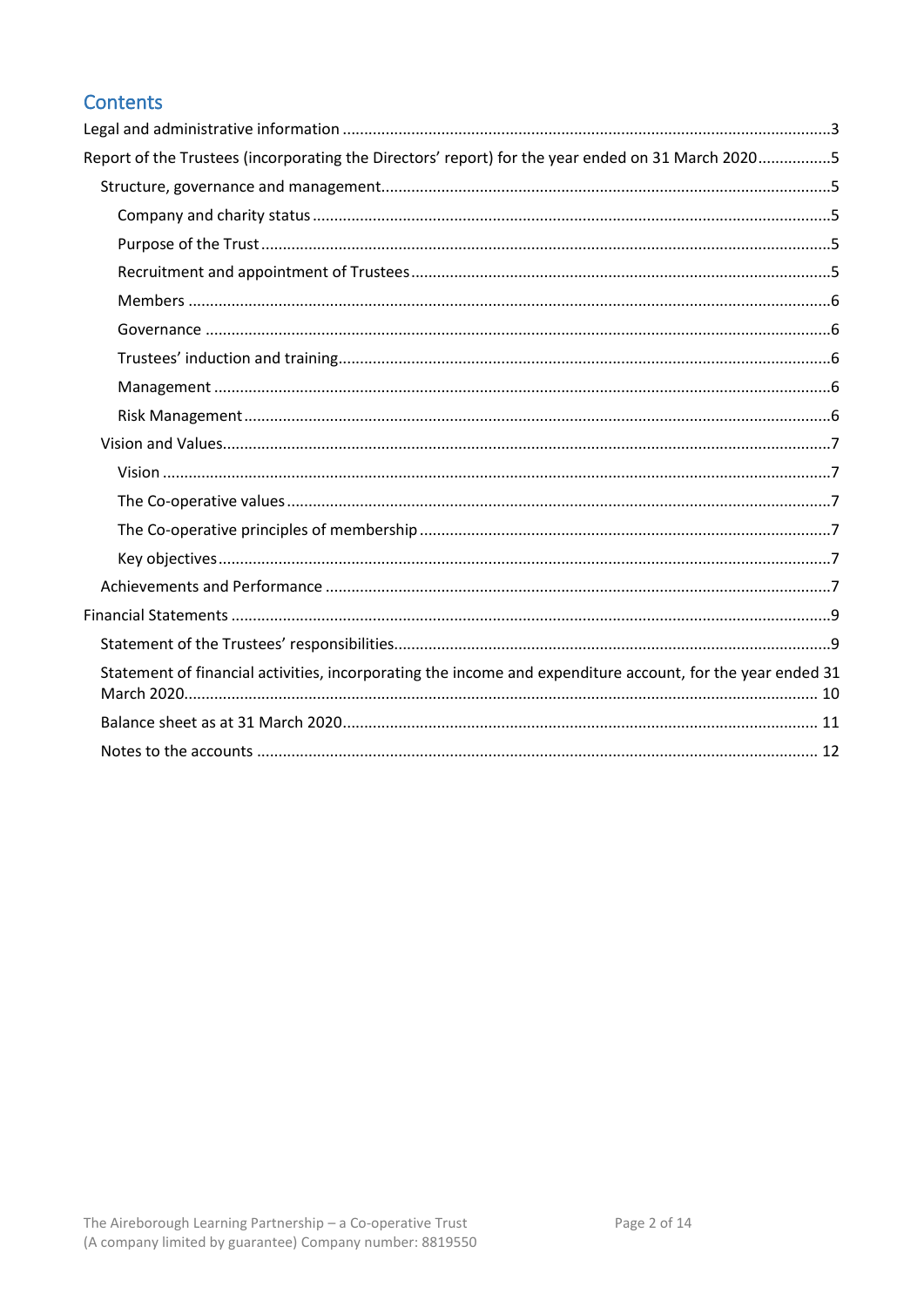## Contents

- Legal and administrative information ..... 3
- Report of the Trustees (incorporating the Directors' report) for the year ended on 31 March 2020 ..... 5
  - Structure, governance and management ..... 5
    - Company and charity status ..... 5
    - Purpose of the Trust ..... 5
    - Recruitment and appointment of Trustees ..... 5
    - Members ..... 6
    - Governance ..... 6
    - Trustees' induction and training ..... 6
    - Management ..... 6
    - Risk Management ..... 6
  - Vision and Values ..... 7
    - Vision ..... 7
    - The Co-operative values ..... 7
    - The Co-operative principles of membership ..... 7
    - Key objectives ..... 7
  - Achievements and Performance ..... 7
- Financial Statements ..... 9
  - Statement of the Trustees' responsibilities ..... 9
  - Statement of financial activities, incorporating the income and expenditure account, for the year ended 31 March 2020 ..... 10
  - Balance sheet as at 31 March 2020 ..... 11
  - Notes to the accounts ..... 12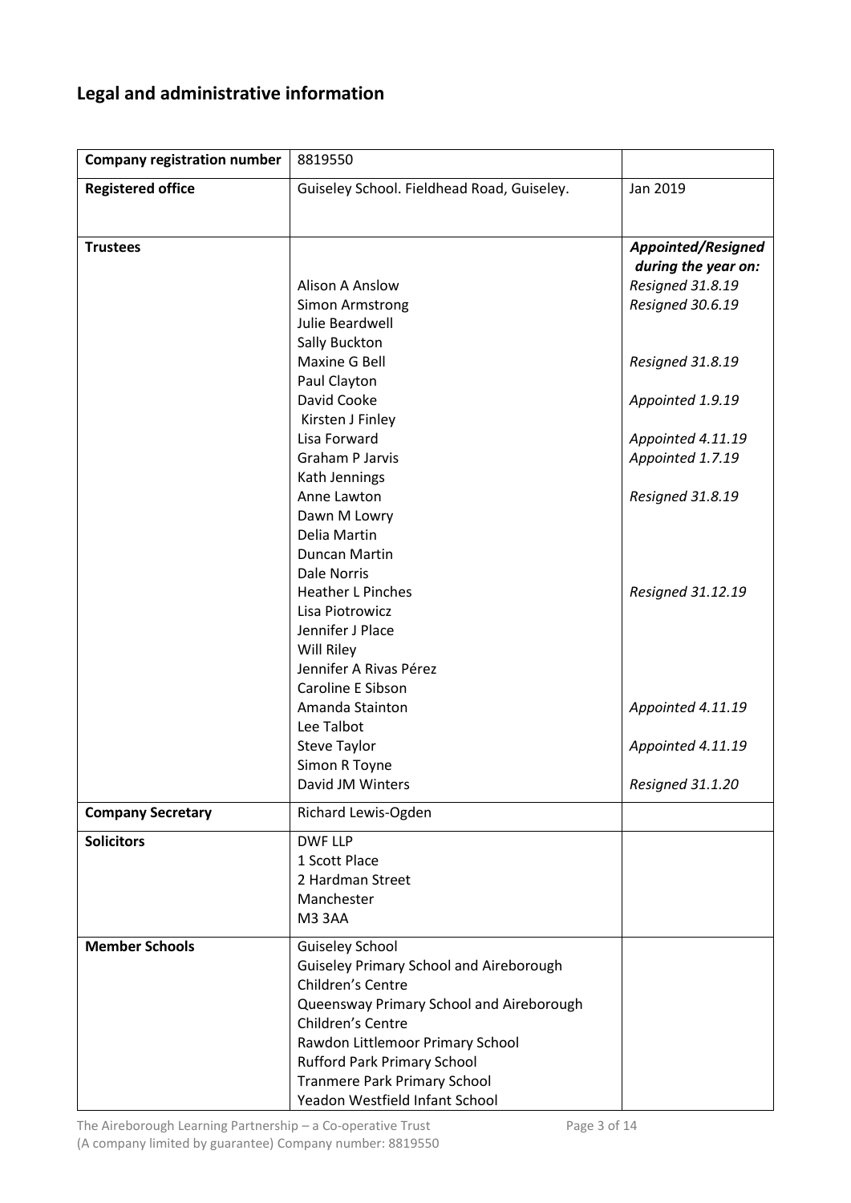## Legal and administrative information

| | | |
|---|---|---|
| **Company registration number** | 8819550 | |
| **Registered office** | Guiseley School. Fieldhead Road, Guiseley. | Jan 2019 |
| **Trustees** | | ***Appointed/Resigned during the year on:*** |
| | Alison A Anslow | *Resigned 31.8.19* |
| | Simon Armstrong | *Resigned 30.6.19* |
| | Julie Beardwell | |
| | Sally Buckton | |
| | Maxine G Bell | *Resigned 31.8.19* |
| | Paul Clayton | |
| | David Cooke | *Appointed 1.9.19* |
| | Kirsten J Finley | |
| | Lisa Forward | *Appointed 4.11.19* |
| | Graham P Jarvis | *Appointed 1.7.19* |
| | Kath Jennings | |
| | Anne Lawton | *Resigned 31.8.19* |
| | Dawn M Lowry | |
| | Delia Martin | |
| | Duncan Martin | |
| | Dale Norris | |
| | Heather L Pinches | *Resigned 31.12.19* |
| | Lisa Piotrowicz | |
| | Jennifer J Place | |
| | Will Riley | |
| | Jennifer A Rivas Pérez | |
| | Caroline E Sibson | |
| | Amanda Stainton | *Appointed 4.11.19* |
| | Lee Talbot | |
| | Steve Taylor | *Appointed 4.11.19* |
| | Simon R Toyne | |
| | David JM Winters | *Resigned 31.1.20* |
| **Company Secretary** | Richard Lewis-Ogden | |
| **Solicitors** | DWF LLP<br>1 Scott Place<br>2 Hardman Street<br>Manchester<br>M3 3AA | |
| **Member Schools** | Guiseley School<br>Guiseley Primary School and Aireborough Children's Centre<br>Queensway Primary School and Aireborough Children's Centre<br>Rawdon Littlemoor Primary School<br>Rufford Park Primary School<br>Tranmere Park Primary School<br>Yeadon Westfield Infant School | |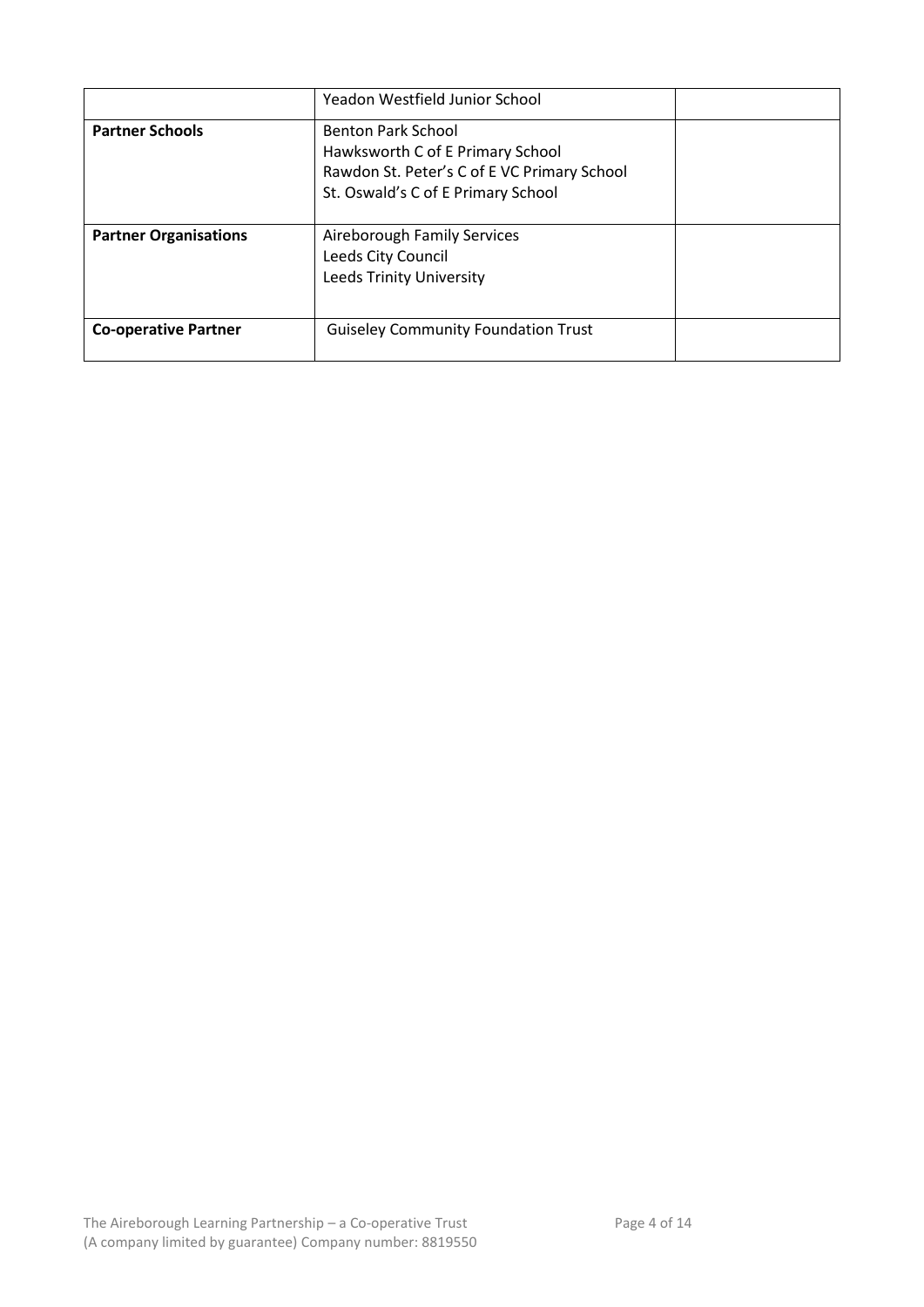| | | |
|---|---|---|
| | Yeadon Westfield Junior School | |
| **Partner Schools** | Benton Park School<br>Hawksworth C of E Primary School<br>Rawdon St. Peter's C of E VC Primary School<br>St. Oswald's C of E Primary School | |
| **Partner Organisations** | Aireborough Family Services<br>Leeds City Council<br>Leeds Trinity University | |
| **Co-operative Partner** | Guiseley Community Foundation Trust | |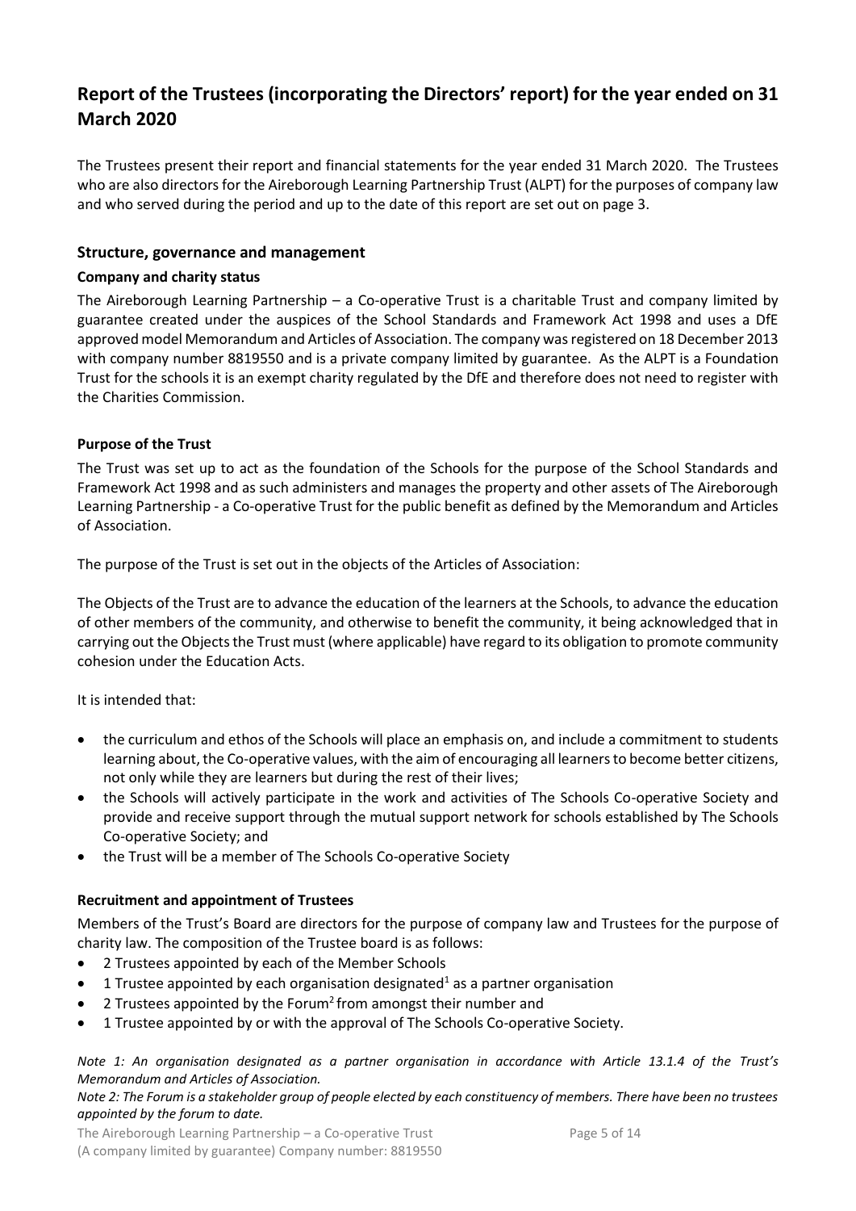# Report of the Trustees (incorporating the Directors' report) for the year ended on 31 March 2020

The Trustees present their report and financial statements for the year ended 31 March 2020. The Trustees who are also directors for the Aireborough Learning Partnership Trust (ALPT) for the purposes of company law and who served during the period and up to the date of this report are set out on page 3.

## Structure, governance and management

### Company and charity status

The Aireborough Learning Partnership – a Co-operative Trust is a charitable Trust and company limited by guarantee created under the auspices of the School Standards and Framework Act 1998 and uses a DfE approved model Memorandum and Articles of Association. The company was registered on 18 December 2013 with company number 8819550 and is a private company limited by guarantee. As the ALPT is a Foundation Trust for the schools it is an exempt charity regulated by the DfE and therefore does not need to register with the Charities Commission.

### Purpose of the Trust

The Trust was set up to act as the foundation of the Schools for the purpose of the School Standards and Framework Act 1998 and as such administers and manages the property and other assets of The Aireborough Learning Partnership - a Co-operative Trust for the public benefit as defined by the Memorandum and Articles of Association.

The purpose of the Trust is set out in the objects of the Articles of Association:

The Objects of the Trust are to advance the education of the learners at the Schools, to advance the education of other members of the community, and otherwise to benefit the community, it being acknowledged that in carrying out the Objects the Trust must (where applicable) have regard to its obligation to promote community cohesion under the Education Acts.

It is intended that:

- the curriculum and ethos of the Schools will place an emphasis on, and include a commitment to students learning about, the Co-operative values, with the aim of encouraging all learners to become better citizens, not only while they are learners but during the rest of their lives;
- the Schools will actively participate in the work and activities of The Schools Co-operative Society and provide and receive support through the mutual support network for schools established by The Schools Co-operative Society; and
- the Trust will be a member of The Schools Co-operative Society

### Recruitment and appointment of Trustees

Members of the Trust's Board are directors for the purpose of company law and Trustees for the purpose of charity law. The composition of the Trustee board is as follows:

- 2 Trustees appointed by each of the Member Schools
- 1 Trustee appointed by each organisation designated[1] as a partner organisation
- 2 Trustees appointed by the Forum[2] from amongst their number and
- 1 Trustee appointed by or with the approval of The Schools Co-operative Society.

*Note 1: An organisation designated as a partner organisation in accordance with Article 13.1.4 of the Trust's Memorandum and Articles of Association.*

*Note 2: The Forum is a stakeholder group of people elected by each constituency of members. There have been no trustees appointed by the forum to date.*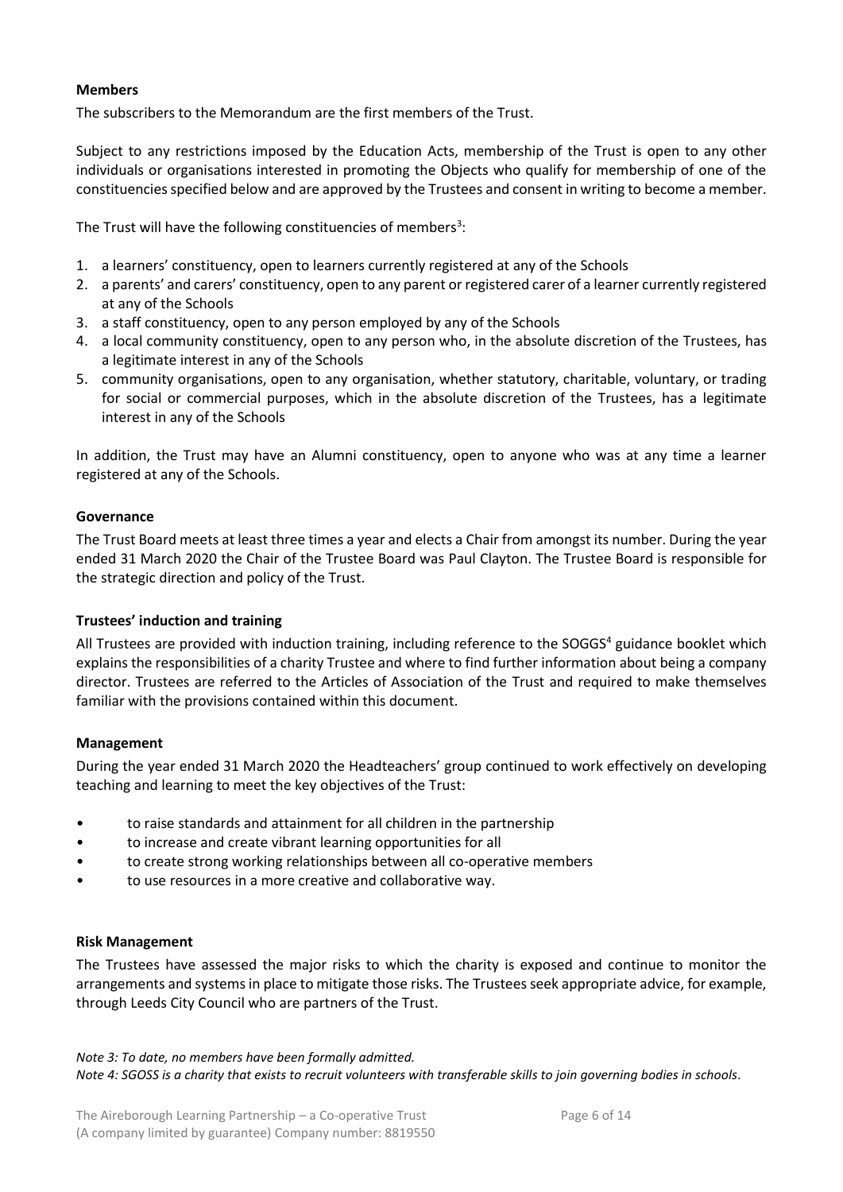**Members**

The subscribers to the Memorandum are the first members of the Trust.

Subject to any restrictions imposed by the Education Acts, membership of the Trust is open to any other individuals or organisations interested in promoting the Objects who qualify for membership of one of the constituencies specified below and are approved by the Trustees and consent in writing to become a member.

The Trust will have the following constituencies of members[3]:

1. a learners' constituency, open to learners currently registered at any of the Schools
2. a parents' and carers' constituency, open to any parent or registered carer of a learner currently registered at any of the Schools
3. a staff constituency, open to any person employed by any of the Schools
4. a local community constituency, open to any person who, in the absolute discretion of the Trustees, has a legitimate interest in any of the Schools
5. community organisations, open to any organisation, whether statutory, charitable, voluntary, or trading for social or commercial purposes, which in the absolute discretion of the Trustees, has a legitimate interest in any of the Schools

In addition, the Trust may have an Alumni constituency, open to anyone who was at any time a learner registered at any of the Schools.

**Governance**

The Trust Board meets at least three times a year and elects a Chair from amongst its number. During the year ended 31 March 2020 the Chair of the Trustee Board was Paul Clayton. The Trustee Board is responsible for the strategic direction and policy of the Trust.

**Trustees' induction and training**

All Trustees are provided with induction training, including reference to the SOGGS[4] guidance booklet which explains the responsibilities of a charity Trustee and where to find further information about being a company director. Trustees are referred to the Articles of Association of the Trust and required to make themselves familiar with the provisions contained within this document.

**Management**

During the year ended 31 March 2020 the Headteachers' group continued to work effectively on developing teaching and learning to meet the key objectives of the Trust:

- to raise standards and attainment for all children in the partnership
- to increase and create vibrant learning opportunities for all
- to create strong working relationships between all co-operative members
- to use resources in a more creative and collaborative way.

**Risk Management**

The Trustees have assessed the major risks to which the charity is exposed and continue to monitor the arrangements and systems in place to mitigate those risks. The Trustees seek appropriate advice, for example, through Leeds City Council who are partners of the Trust.

*Note 3: To date, no members have been formally admitted.*
*Note 4: SGOSS is a charity that exists to recruit volunteers with transferable skills to join governing bodies in schools.*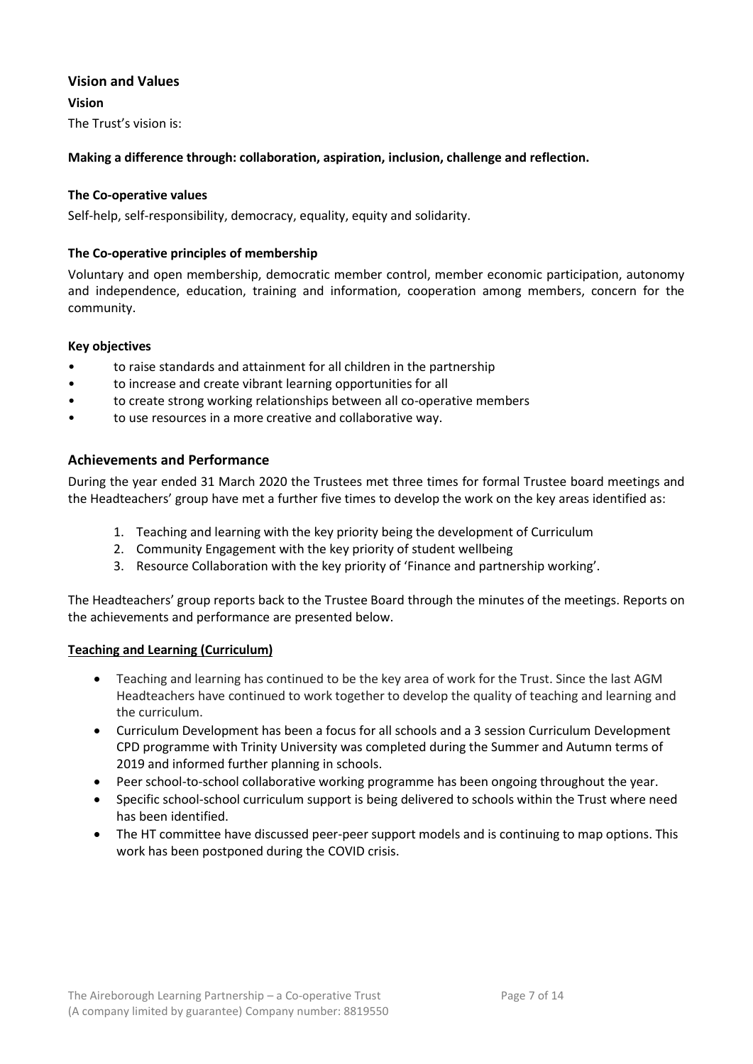## Vision and Values

### Vision

The Trust's vision is:

**Making a difference through: collaboration, aspiration, inclusion, challenge and reflection.**

#### The Co-operative values

Self-help, self-responsibility, democracy, equality, equity and solidarity.

#### The Co-operative principles of membership

Voluntary and open membership, democratic member control, member economic participation, autonomy and independence, education, training and information, cooperation among members, concern for the community.

#### Key objectives

- to raise standards and attainment for all children in the partnership
- to increase and create vibrant learning opportunities for all
- to create strong working relationships between all co-operative members
- to use resources in a more creative and collaborative way.

## Achievements and Performance

During the year ended 31 March 2020 the Trustees met three times for formal Trustee board meetings and the Headteachers' group have met a further five times to develop the work on the key areas identified as:

1. Teaching and learning with the key priority being the development of Curriculum
2. Community Engagement with the key priority of student wellbeing
3. Resource Collaboration with the key priority of 'Finance and partnership working'.

The Headteachers' group reports back to the Trustee Board through the minutes of the meetings. Reports on the achievements and performance are presented below.

#### Teaching and Learning (Curriculum)

- Teaching and learning has continued to be the key area of work for the Trust. Since the last AGM Headteachers have continued to work together to develop the quality of teaching and learning and the curriculum.
- Curriculum Development has been a focus for all schools and a 3 session Curriculum Development CPD programme with Trinity University was completed during the Summer and Autumn terms of 2019 and informed further planning in schools.
- Peer school-to-school collaborative working programme has been ongoing throughout the year.
- Specific school-school curriculum support is being delivered to schools within the Trust where need has been identified.
- The HT committee have discussed peer-peer support models and is continuing to map options. This work has been postponed during the COVID crisis.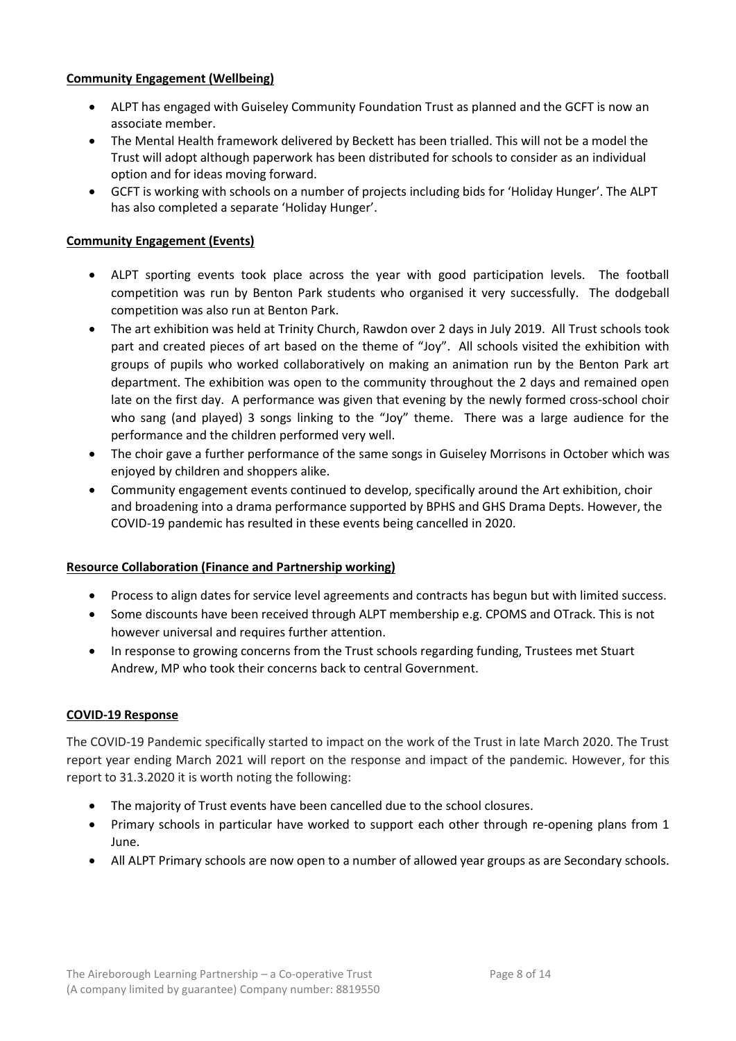**Community Engagement (Wellbeing)**

- ALPT has engaged with Guiseley Community Foundation Trust as planned and the GCFT is now an associate member.
- The Mental Health framework delivered by Beckett has been trialled. This will not be a model the Trust will adopt although paperwork has been distributed for schools to consider as an individual option and for ideas moving forward.
- GCFT is working with schools on a number of projects including bids for 'Holiday Hunger'. The ALPT has also completed a separate 'Holiday Hunger'.

**Community Engagement (Events)**

- ALPT sporting events took place across the year with good participation levels. The football competition was run by Benton Park students who organised it very successfully. The dodgeball competition was also run at Benton Park.
- The art exhibition was held at Trinity Church, Rawdon over 2 days in July 2019. All Trust schools took part and created pieces of art based on the theme of "Joy". All schools visited the exhibition with groups of pupils who worked collaboratively on making an animation run by the Benton Park art department. The exhibition was open to the community throughout the 2 days and remained open late on the first day. A performance was given that evening by the newly formed cross-school choir who sang (and played) 3 songs linking to the "Joy" theme. There was a large audience for the performance and the children performed very well.
- The choir gave a further performance of the same songs in Guiseley Morrisons in October which was enjoyed by children and shoppers alike.
- Community engagement events continued to develop, specifically around the Art exhibition, choir and broadening into a drama performance supported by BPHS and GHS Drama Depts. However, the COVID-19 pandemic has resulted in these events being cancelled in 2020.

**Resource Collaboration (Finance and Partnership working)**

- Process to align dates for service level agreements and contracts has begun but with limited success.
- Some discounts have been received through ALPT membership e.g. CPOMS and OTrack. This is not however universal and requires further attention.
- In response to growing concerns from the Trust schools regarding funding, Trustees met Stuart Andrew, MP who took their concerns back to central Government.

**COVID-19 Response**

The COVID-19 Pandemic specifically started to impact on the work of the Trust in late March 2020. The Trust report year ending March 2021 will report on the response and impact of the pandemic. However, for this report to 31.3.2020 it is worth noting the following:

- The majority of Trust events have been cancelled due to the school closures.
- Primary schools in particular have worked to support each other through re-opening plans from 1 June.
- All ALPT Primary schools are now open to a number of allowed year groups as are Secondary schools.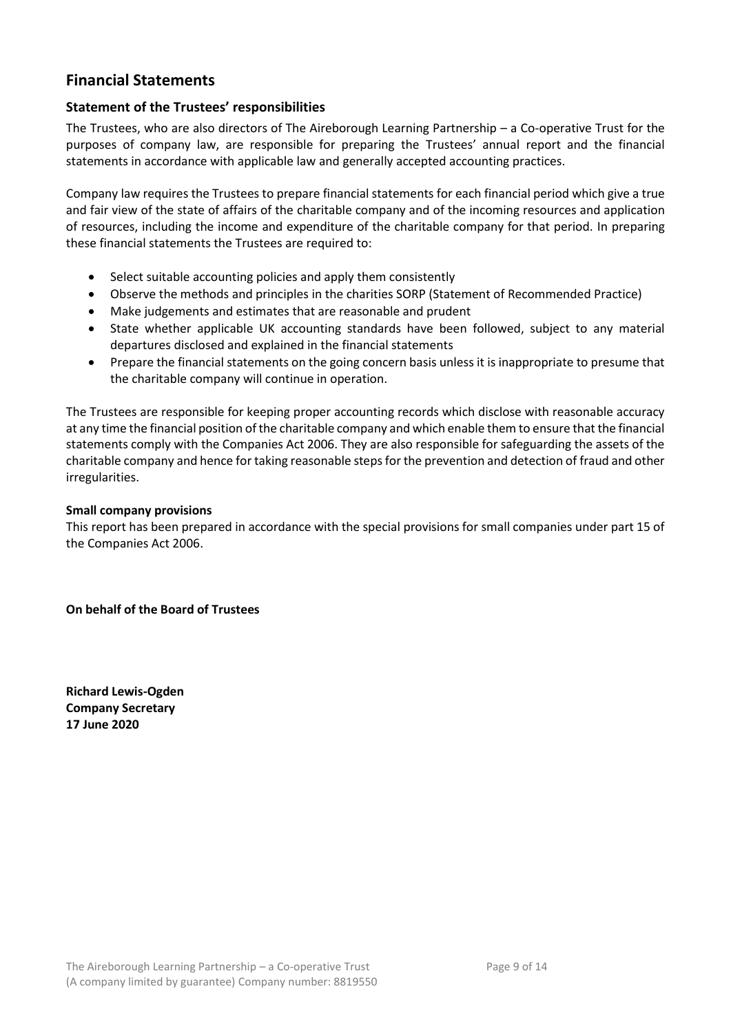# Financial Statements

## Statement of the Trustees' responsibilities

The Trustees, who are also directors of The Aireborough Learning Partnership – a Co-operative Trust for the purposes of company law, are responsible for preparing the Trustees' annual report and the financial statements in accordance with applicable law and generally accepted accounting practices.

Company law requires the Trustees to prepare financial statements for each financial period which give a true and fair view of the state of affairs of the charitable company and of the incoming resources and application of resources, including the income and expenditure of the charitable company for that period. In preparing these financial statements the Trustees are required to:

- Select suitable accounting policies and apply them consistently
- Observe the methods and principles in the charities SORP (Statement of Recommended Practice)
- Make judgements and estimates that are reasonable and prudent
- State whether applicable UK accounting standards have been followed, subject to any material departures disclosed and explained in the financial statements
- Prepare the financial statements on the going concern basis unless it is inappropriate to presume that the charitable company will continue in operation.

The Trustees are responsible for keeping proper accounting records which disclose with reasonable accuracy at any time the financial position of the charitable company and which enable them to ensure that the financial statements comply with the Companies Act 2006. They are also responsible for safeguarding the assets of the charitable company and hence for taking reasonable steps for the prevention and detection of fraud and other irregularities.

**Small company provisions**

This report has been prepared in accordance with the special provisions for small companies under part 15 of the Companies Act 2006.

**On behalf of the Board of Trustees**

**Richard Lewis-Ogden**
**Company Secretary**
**17 June 2020**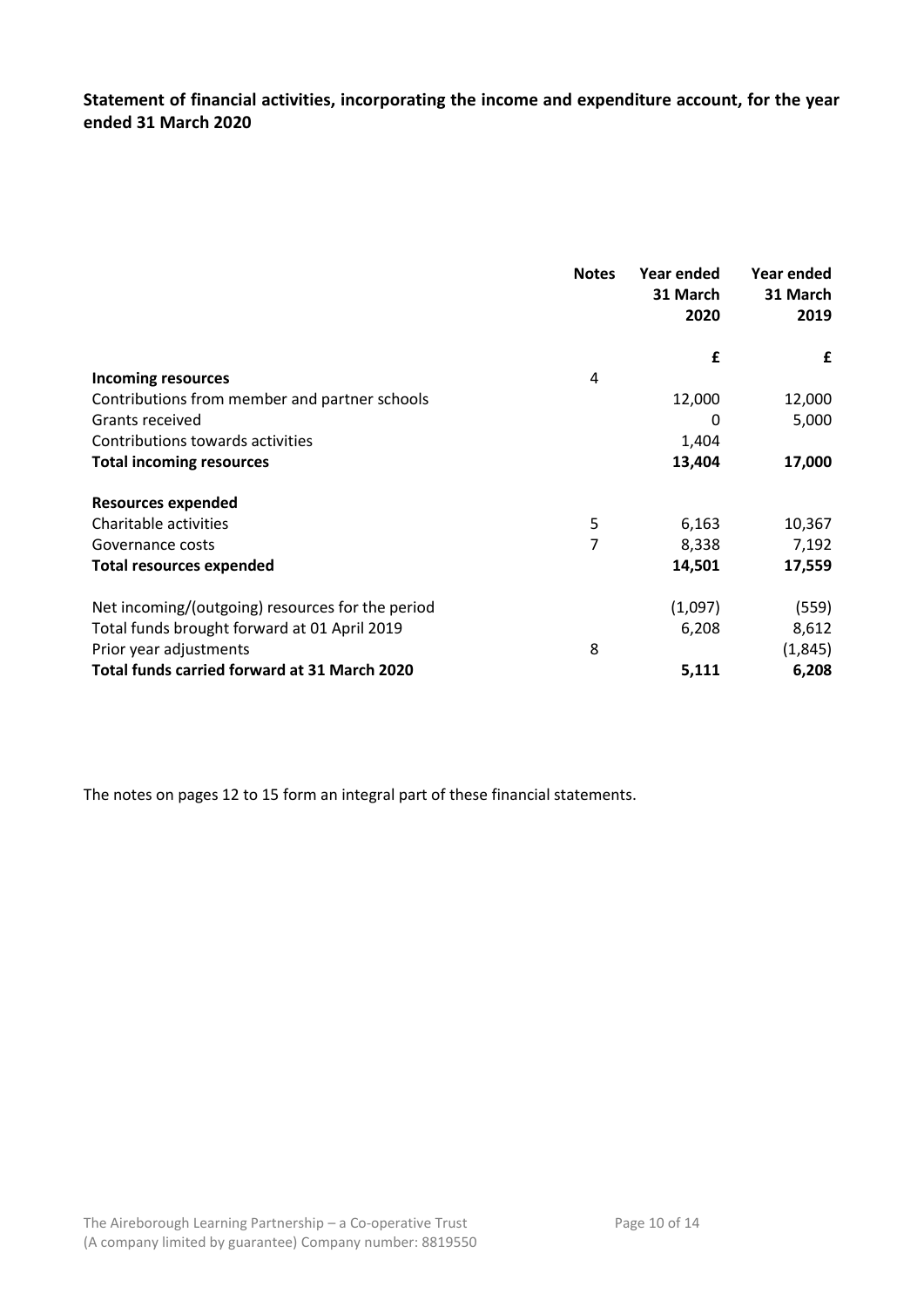**Statement of financial activities, incorporating the income and expenditure account, for the year ended 31 March 2020**

| | Notes | Year ended 31 March 2020 | Year ended 31 March 2019 |
|---|---|---|---|
| | | £ | £ |
| **Incoming resources** | 4 | | |
| Contributions from member and partner schools | | 12,000 | 12,000 |
| Grants received | | 0 | 5,000 |
| Contributions towards activities | | 1,404 | |
| **Total incoming resources** | | **13,404** | **17,000** |
| | | | |
| **Resources expended** | | | |
| Charitable activities | 5 | 6,163 | 10,367 |
| Governance costs | 7 | 8,338 | 7,192 |
| **Total resources expended** | | **14,501** | **17,559** |
| | | | |
| Net incoming/(outgoing) resources for the period | | (1,097) | (559) |
| Total funds brought forward at 01 April 2019 | | 6,208 | 8,612 |
| Prior year adjustments | 8 | | (1,845) |
| **Total funds carried forward at 31 March 2020** | | **5,111** | **6,208** |

The notes on pages 12 to 15 form an integral part of these financial statements.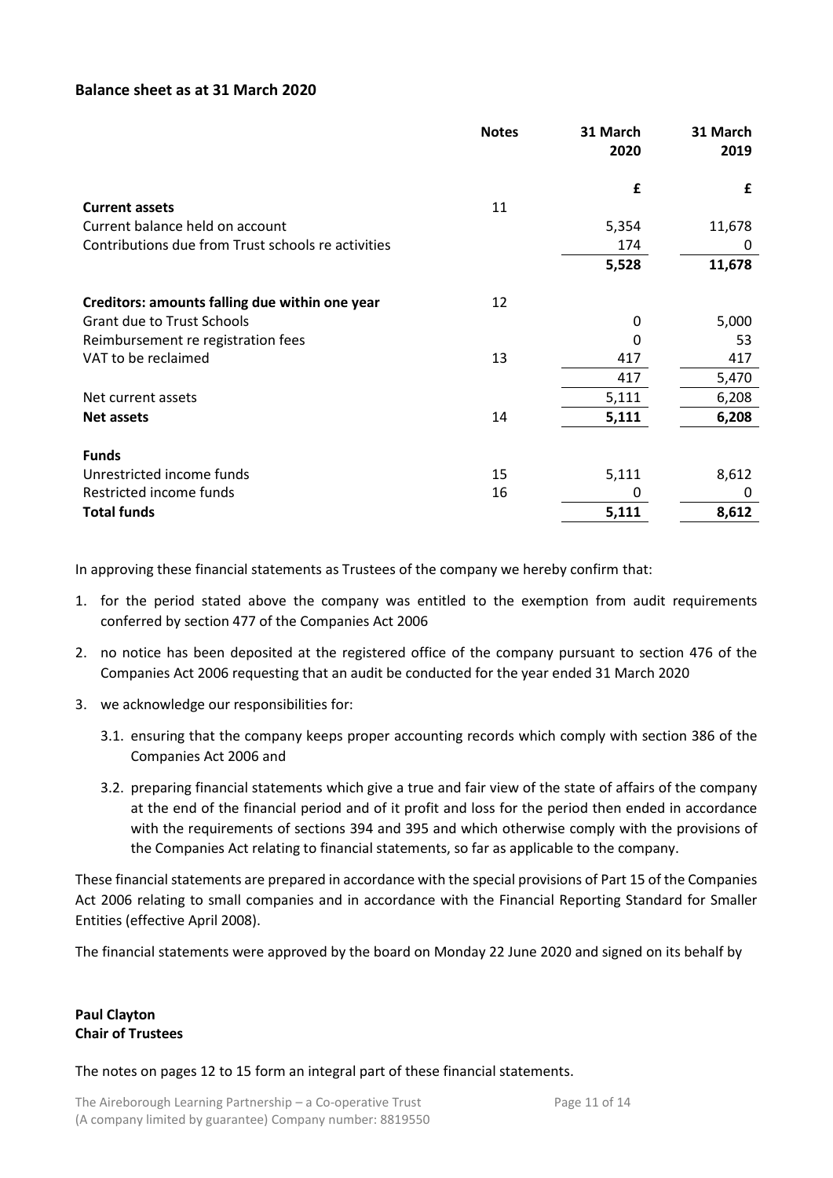## Balance sheet as at 31 March 2020

| | Notes | 31 March 2020 | 31 March 2019 |
|---|---|---|---|
| | | £ | £ |
| **Current assets** | 11 | | |
| Current balance held on account | | 5,354 | 11,678 |
| Contributions due from Trust schools re activities | | 174 | 0 |
| | | **5,528** | **11,678** |
| **Creditors: amounts falling due within one year** | 12 | | |
| Grant due to Trust Schools | | 0 | 5,000 |
| Reimbursement re registration fees | | 0 | 53 |
| VAT to be reclaimed | 13 | 417 | 417 |
| | | 417 | 5,470 |
| Net current assets | | 5,111 | 6,208 |
| **Net assets** | 14 | **5,111** | **6,208** |
| **Funds** | | | |
| Unrestricted income funds | 15 | 5,111 | 8,612 |
| Restricted income funds | 16 | 0 | 0 |
| **Total funds** | | **5,111** | **8,612** |

In approving these financial statements as Trustees of the company we hereby confirm that:

1. for the period stated above the company was entitled to the exemption from audit requirements conferred by section 477 of the Companies Act 2006
2. no notice has been deposited at the registered office of the company pursuant to section 476 of the Companies Act 2006 requesting that an audit be conducted for the year ended 31 March 2020
3. we acknowledge our responsibilities for:
   - 3.1. ensuring that the company keeps proper accounting records which comply with section 386 of the Companies Act 2006 and
   - 3.2. preparing financial statements which give a true and fair view of the state of affairs of the company at the end of the financial period and of it profit and loss for the period then ended in accordance with the requirements of sections 394 and 395 and which otherwise comply with the provisions of the Companies Act relating to financial statements, so far as applicable to the company.

These financial statements are prepared in accordance with the special provisions of Part 15 of the Companies Act 2006 relating to small companies and in accordance with the Financial Reporting Standard for Smaller Entities (effective April 2008).

The financial statements were approved by the board on Monday 22 June 2020 and signed on its behalf by

**Paul Clayton**
**Chair of Trustees**

The notes on pages 12 to 15 form an integral part of these financial statements.

The Aireborough Learning Partnership – a Co-operative Trust
(A company limited by guarantee) Company number: 8819550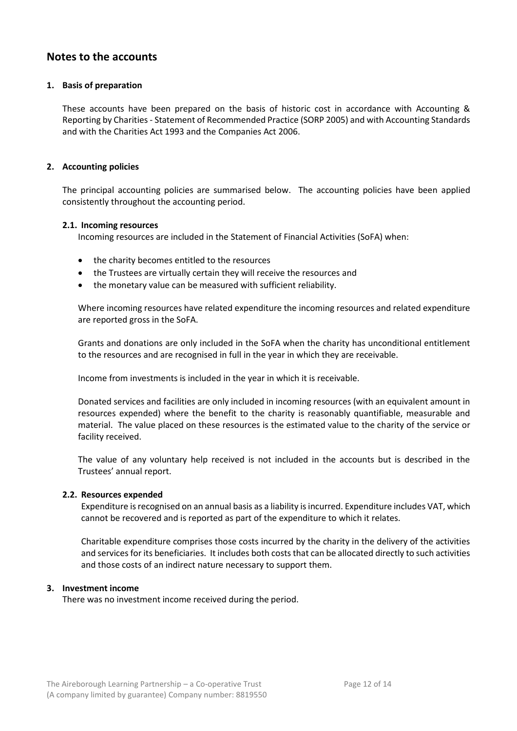## Notes to the accounts

### 1. Basis of preparation

These accounts have been prepared on the basis of historic cost in accordance with Accounting & Reporting by Charities - Statement of Recommended Practice (SORP 2005) and with Accounting Standards and with the Charities Act 1993 and the Companies Act 2006.

### 2. Accounting policies

The principal accounting policies are summarised below. The accounting policies have been applied consistently throughout the accounting period.

#### 2.1. Incoming resources

Incoming resources are included in the Statement of Financial Activities (SoFA) when:

- the charity becomes entitled to the resources
- the Trustees are virtually certain they will receive the resources and
- the monetary value can be measured with sufficient reliability.

Where incoming resources have related expenditure the incoming resources and related expenditure are reported gross in the SoFA.

Grants and donations are only included in the SoFA when the charity has unconditional entitlement to the resources and are recognised in full in the year in which they are receivable.

Income from investments is included in the year in which it is receivable.

Donated services and facilities are only included in incoming resources (with an equivalent amount in resources expended) where the benefit to the charity is reasonably quantifiable, measurable and material. The value placed on these resources is the estimated value to the charity of the service or facility received.

The value of any voluntary help received is not included in the accounts but is described in the Trustees' annual report.

#### 2.2. Resources expended

Expenditure is recognised on an annual basis as a liability is incurred. Expenditure includes VAT, which cannot be recovered and is reported as part of the expenditure to which it relates.

Charitable expenditure comprises those costs incurred by the charity in the delivery of the activities and services for its beneficiaries. It includes both costs that can be allocated directly to such activities and those costs of an indirect nature necessary to support them.

### 3. Investment income

There was no investment income received during the period.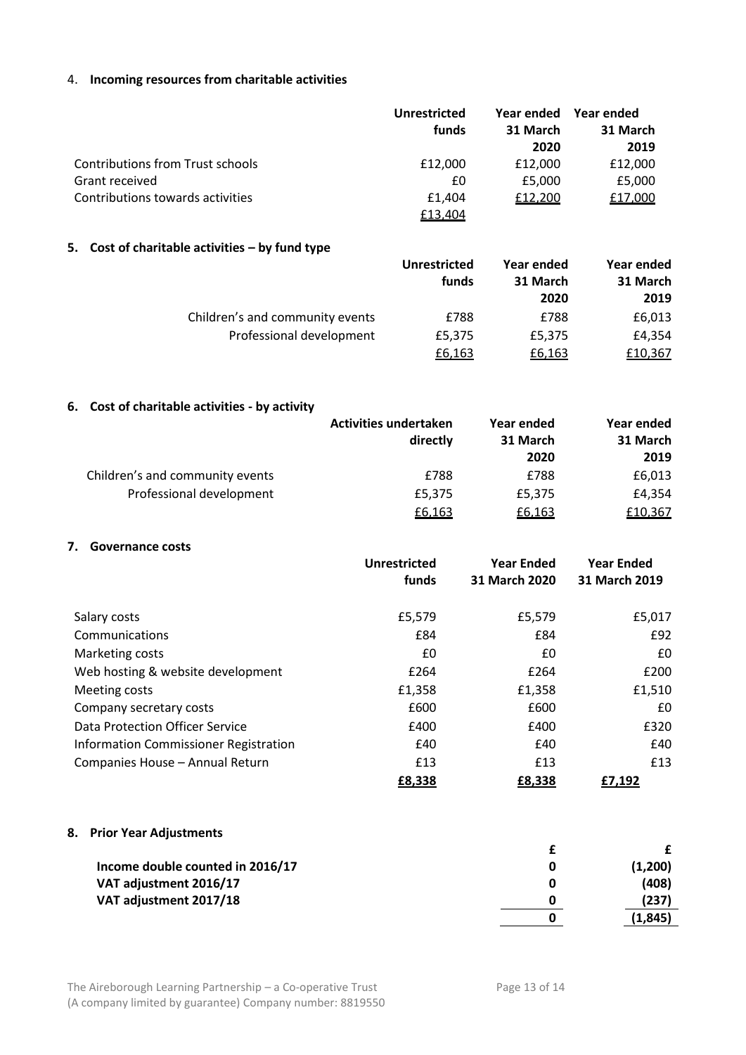### 4. Incoming resources from charitable activities

| | Unrestricted funds | Year ended 31 March 2020 | Year ended 31 March 2019 |
|---|---|---|---|
| Contributions from Trust schools | £12,000 | £12,000 | £12,000 |
| Grant received | £0 | £5,000 | £5,000 |
| Contributions towards activities | £1,404 | £12,200 | £17,000 |
| | £13,404 | | |

### 5. Cost of charitable activities – by fund type

| | Unrestricted funds | Year ended 31 March 2020 | Year ended 31 March 2019 |
|---|---|---|---|
| Children's and community events | £788 | £788 | £6,013 |
| Professional development | £5,375 | £5,375 | £4,354 |
| | £6,163 | £6,163 | £10,367 |

### 6. Cost of charitable activities - by activity

| | Activities undertaken directly | Year ended 31 March 2020 | Year ended 31 March 2019 |
|---|---|---|---|
| Children's and community events | £788 | £788 | £6,013 |
| Professional development | £5,375 | £5,375 | £4,354 |
| | £6,163 | £6,163 | £10,367 |

### 7. Governance costs

| | Unrestricted funds | Year Ended 31 March 2020 | Year Ended 31 March 2019 |
|---|---|---|---|
| Salary costs | £5,579 | £5,579 | £5,017 |
| Communications | £84 | £84 | £92 |
| Marketing costs | £0 | £0 | £0 |
| Web hosting & website development | £264 | £264 | £200 |
| Meeting costs | £1,358 | £1,358 | £1,510 |
| Company secretary costs | £600 | £600 | £0 |
| Data Protection Officer Service | £400 | £400 | £320 |
| Information Commissioner Registration | £40 | £40 | £40 |
| Companies House – Annual Return | £13 | £13 | £13 |
| | **£8,338** | **£8,338** | **£7,192** |

### 8. Prior Year Adjustments

| | £ | £ |
|---|---|---|
| **Income double counted in 2016/17** | **0** | **(1,200)** |
| **VAT adjustment 2016/17** | **0** | **(408)** |
| **VAT adjustment 2017/18** | **0** | **(237)** |
| | **0** | **(1,845)** |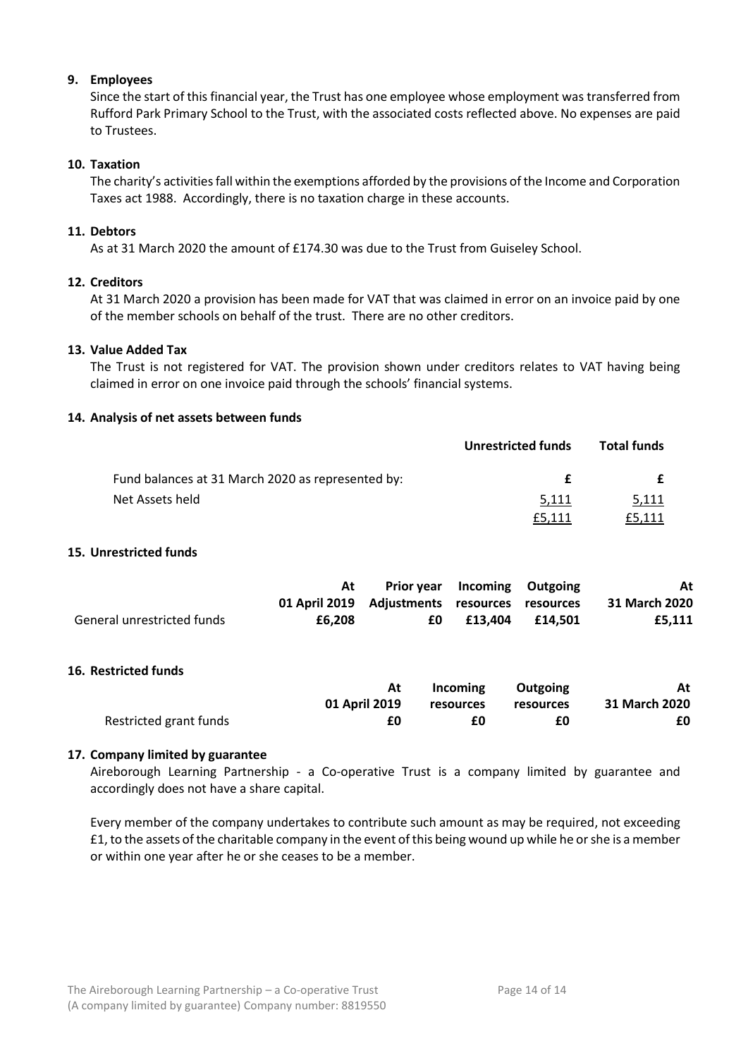## 9. Employees

Since the start of this financial year, the Trust has one employee whose employment was transferred from Rufford Park Primary School to the Trust, with the associated costs reflected above. No expenses are paid to Trustees.

## 10. Taxation

The charity's activities fall within the exemptions afforded by the provisions of the Income and Corporation Taxes act 1988. Accordingly, there is no taxation charge in these accounts.

## 11. Debtors

As at 31 March 2020 the amount of £174.30 was due to the Trust from Guiseley School.

## 12. Creditors

At 31 March 2020 a provision has been made for VAT that was claimed in error on an invoice paid by one of the member schools on behalf of the trust. There are no other creditors.

## 13. Value Added Tax

The Trust is not registered for VAT. The provision shown under creditors relates to VAT having being claimed in error on one invoice paid through the schools' financial systems.

## 14. Analysis of net assets between funds

| | Unrestricted funds | Total funds |
|---|---|---|
| Fund balances at 31 March 2020 as represented by: | £ | £ |
| Net Assets held | 5,111 | 5,111 |
| | £5,111 | £5,111 |

## 15. Unrestricted funds

| | At 01 April 2019 | Prior year Adjustments | Incoming resources | Outgoing resources | At 31 March 2020 |
|---|---|---|---|---|---|
| General unrestricted funds | £6,208 | £0 | £13,404 | £14,501 | £5,111 |

## 16. Restricted funds

| | At 01 April 2019 | Incoming resources | Outgoing resources | At 31 March 2020 |
|---|---|---|---|---|
| Restricted grant funds | £0 | £0 | £0 | £0 |

## 17. Company limited by guarantee

Aireborough Learning Partnership - a Co-operative Trust is a company limited by guarantee and accordingly does not have a share capital.

Every member of the company undertakes to contribute such amount as may be required, not exceeding £1, to the assets of the charitable company in the event of this being wound up while he or she is a member or within one year after he or she ceases to be a member.